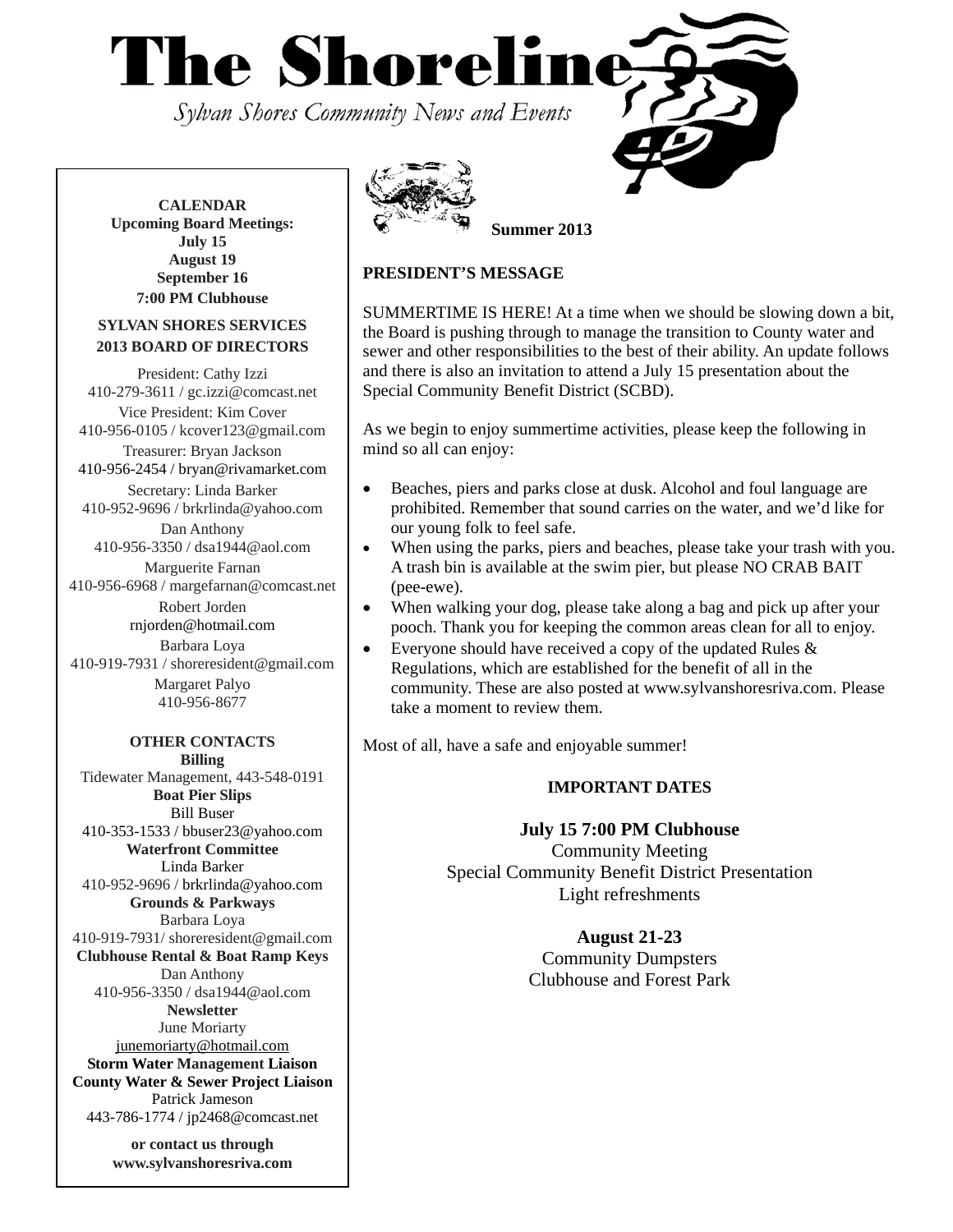# The Shoreline

*Sylvan Shores Community News and Events*

**Summer 2013**

**CALENDAR**
**Upcoming Board Meetings:**
**July 15**
**August 19**
**September 16**
**7:00 PM Clubhouse**

**SYLVAN SHORES SERVICES**
**2013 BOARD OF DIRECTORS**

President: Cathy Izzi
410-279-3611 / gc.izzi@comcast.net

Vice President: Kim Cover
410-956-0105 / kcover123@gmail.com

Treasurer: Bryan Jackson
410-956-2454 / bryan@rivamarket.com

Secretary: Linda Barker
410-952-9696 / brkrlinda@yahoo.com

Dan Anthony
410-956-3350 / dsa1944@aol.com

Marguerite Farnan
410-956-6968 / margefarnan@comcast.net

Robert Jorden
rnjorden@hotmail.com

Barbara Loya
410-919-7931 / shoreresident@gmail.com

Margaret Palyo
410-956-8677

**OTHER CONTACTS**

**Billing**
Tidewater Management, 443-548-0191

**Boat Pier Slips**
Bill Buser
410-353-1533 / bbuser23@yahoo.com

**Waterfront Committee**
Linda Barker
410-952-9696 / brkrlinda@yahoo.com

**Grounds & Parkways**
Barbara Loya
410-919-7931/ shoreresident@gmail.com

**Clubhouse Rental & Boat Ramp Keys**
Dan Anthony
410-956-3350 / dsa1944@aol.com

**Newsletter**
June Moriarty
junemoriarty@hotmail.com

**Storm Water Management Liaison**
**County Water & Sewer Project Liaison**
Patrick Jameson
443-786-1774 / jp2468@comcast.net

**or contact us through**
**www.sylvanshoresriva.com**

## PRESIDENT'S MESSAGE

SUMMERTIME IS HERE! At a time when we should be slowing down a bit, the Board is pushing through to manage the transition to County water and sewer and other responsibilities to the best of their ability. An update follows and there is also an invitation to attend a July 15 presentation about the Special Community Benefit District (SCBD).

As we begin to enjoy summertime activities, please keep the following in mind so all can enjoy:

- Beaches, piers and parks close at dusk. Alcohol and foul language are prohibited. Remember that sound carries on the water, and we'd like for our young folk to feel safe.
- When using the parks, piers and beaches, please take your trash with you. A trash bin is available at the swim pier, but please NO CRAB BAIT (pee-ewe).
- When walking your dog, please take along a bag and pick up after your pooch. Thank you for keeping the common areas clean for all to enjoy.
- Everyone should have received a copy of the updated Rules & Regulations, which are established for the benefit of all in the community. These are also posted at www.sylvanshoresriva.com. Please take a moment to review them.

Most of all, have a safe and enjoyable summer!

### IMPORTANT DATES

**July 15 7:00 PM Clubhouse**
Community Meeting
Special Community Benefit District Presentation
Light refreshments

**August 21-23**
Community Dumpsters
Clubhouse and Forest Park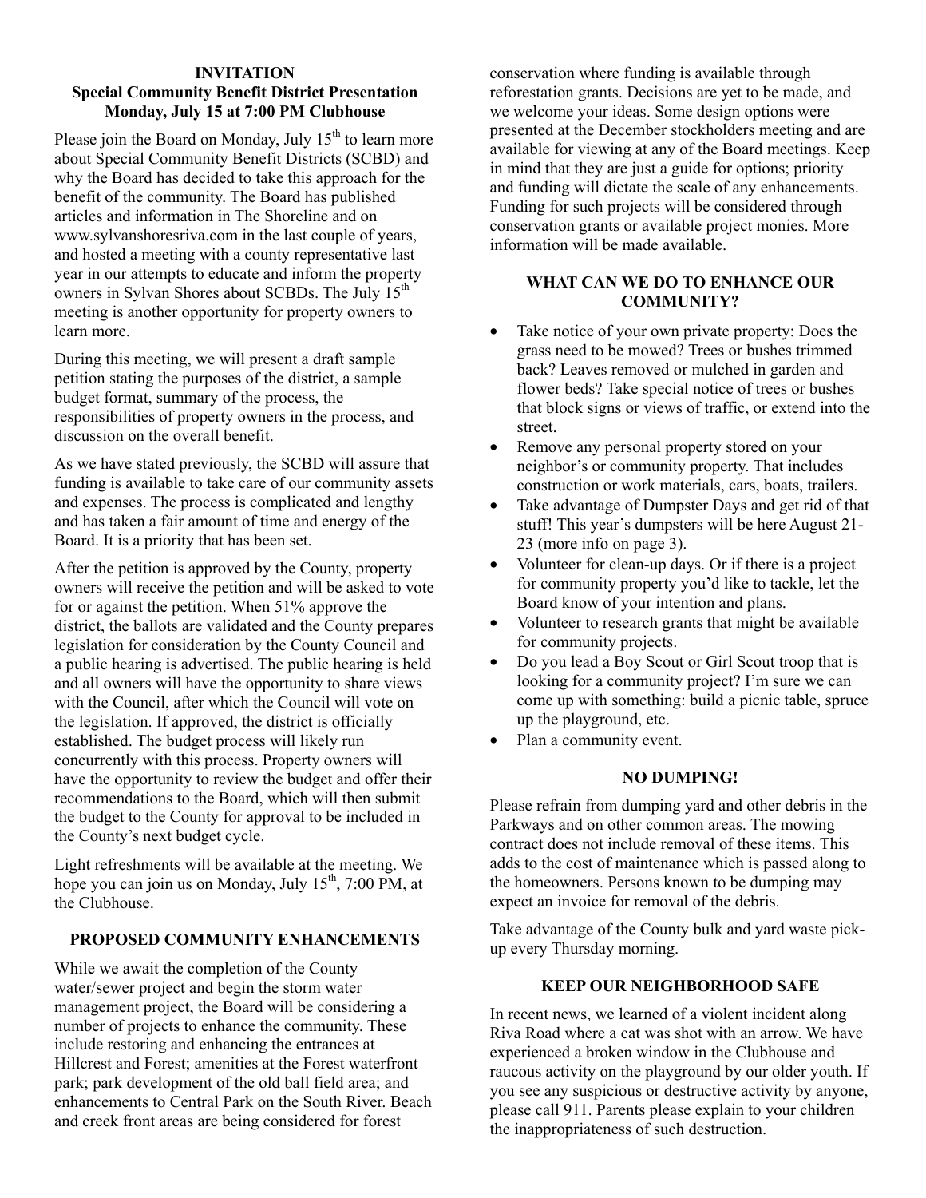## INVITATION
## Special Community Benefit District Presentation
## Monday, July 15 at 7:00 PM Clubhouse

Please join the Board on Monday, July 15th to learn more about Special Community Benefit Districts (SCBD) and why the Board has decided to take this approach for the benefit of the community. The Board has published articles and information in The Shoreline and on www.sylvanshoresriva.com in the last couple of years, and hosted a meeting with a county representative last year in our attempts to educate and inform the property owners in Sylvan Shores about SCBDs. The July 15th meeting is another opportunity for property owners to learn more.

During this meeting, we will present a draft sample petition stating the purposes of the district, a sample budget format, summary of the process, the responsibilities of property owners in the process, and discussion on the overall benefit.

As we have stated previously, the SCBD will assure that funding is available to take care of our community assets and expenses. The process is complicated and lengthy and has taken a fair amount of time and energy of the Board. It is a priority that has been set.

After the petition is approved by the County, property owners will receive the petition and will be asked to vote for or against the petition. When 51% approve the district, the ballots are validated and the County prepares legislation for consideration by the County Council and a public hearing is advertised. The public hearing is held and all owners will have the opportunity to share views with the Council, after which the Council will vote on the legislation. If approved, the district is officially established. The budget process will likely run concurrently with this process. Property owners will have the opportunity to review the budget and offer their recommendations to the Board, which will then submit the budget to the County for approval to be included in the County's next budget cycle.

Light refreshments will be available at the meeting. We hope you can join us on Monday, July 15th, 7:00 PM, at the Clubhouse.

## PROPOSED COMMUNITY ENHANCEMENTS

While we await the completion of the County water/sewer project and begin the storm water management project, the Board will be considering a number of projects to enhance the community. These include restoring and enhancing the entrances at Hillcrest and Forest; amenities at the Forest waterfront park; park development of the old ball field area; and enhancements to Central Park on the South River. Beach and creek front areas are being considered for forest conservation where funding is available through reforestation grants. Decisions are yet to be made, and we welcome your ideas. Some design options were presented at the December stockholders meeting and are available for viewing at any of the Board meetings. Keep in mind that they are just a guide for options; priority and funding will dictate the scale of any enhancements. Funding for such projects will be considered through conservation grants or available project monies. More information will be made available.

## WHAT CAN WE DO TO ENHANCE OUR COMMUNITY?

- Take notice of your own private property: Does the grass need to be mowed? Trees or bushes trimmed back? Leaves removed or mulched in garden and flower beds? Take special notice of trees or bushes that block signs or views of traffic, or extend into the street.
- Remove any personal property stored on your neighbor's or community property. That includes construction or work materials, cars, boats, trailers.
- Take advantage of Dumpster Days and get rid of that stuff! This year's dumpsters will be here August 21-23 (more info on page 3).
- Volunteer for clean-up days. Or if there is a project for community property you'd like to tackle, let the Board know of your intention and plans.
- Volunteer to research grants that might be available for community projects.
- Do you lead a Boy Scout or Girl Scout troop that is looking for a community project? I'm sure we can come up with something: build a picnic table, spruce up the playground, etc.
- Plan a community event.

## NO DUMPING!

Please refrain from dumping yard and other debris in the Parkways and on other common areas. The mowing contract does not include removal of these items. This adds to the cost of maintenance which is passed along to the homeowners. Persons known to be dumping may expect an invoice for removal of the debris.

Take advantage of the County bulk and yard waste pick-up every Thursday morning.

## KEEP OUR NEIGHBORHOOD SAFE

In recent news, we learned of a violent incident along Riva Road where a cat was shot with an arrow. We have experienced a broken window in the Clubhouse and raucous activity on the playground by our older youth. If you see any suspicious or destructive activity by anyone, please call 911. Parents please explain to your children the inappropriateness of such destruction.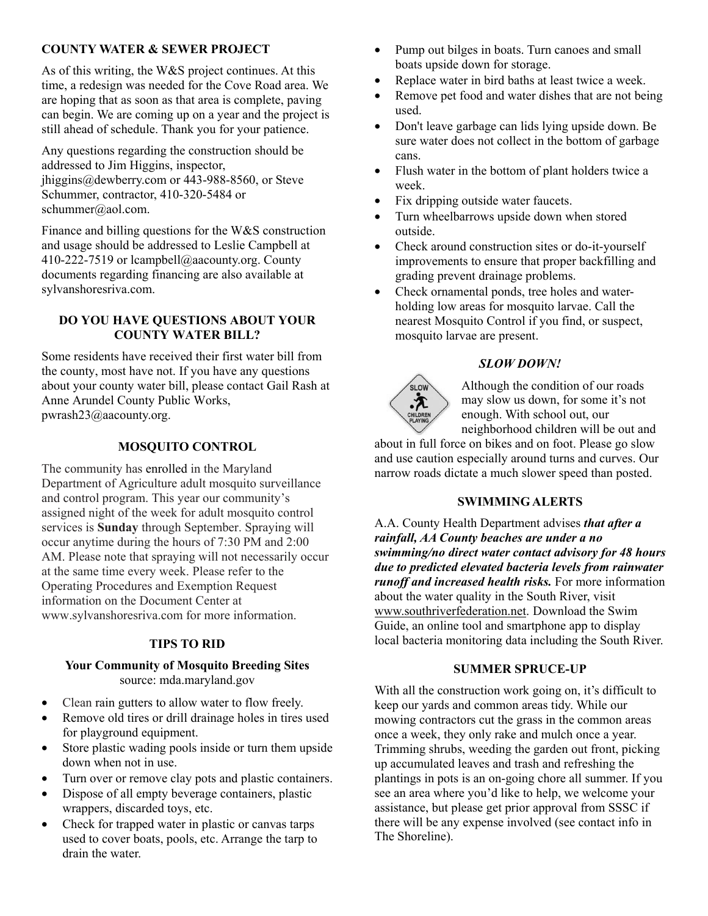## COUNTY WATER & SEWER PROJECT

As of this writing, the W&S project continues. At this time, a redesign was needed for the Cove Road area. We are hoping that as soon as that area is complete, paving can begin. We are coming up on a year and the project is still ahead of schedule. Thank you for your patience.

Any questions regarding the construction should be addressed to Jim Higgins, inspector, jhiggins@dewberry.com or 443-988-8560, or Steve Schummer, contractor, 410-320-5484 or schummer@aol.com.

Finance and billing questions for the W&S construction and usage should be addressed to Leslie Campbell at 410-222-7519 or lcampbell@aacounty.org. County documents regarding financing are also available at sylvanshoresriva.com.

## DO YOU HAVE QUESTIONS ABOUT YOUR COUNTY WATER BILL?

Some residents have received their first water bill from the county, most have not. If you have any questions about your county water bill, please contact Gail Rash at Anne Arundel County Public Works, pwrash23@aacounty.org.

## MOSQUITO CONTROL

The community has enrolled in the Maryland Department of Agriculture adult mosquito surveillance and control program. This year our community's assigned night of the week for adult mosquito control services is **Sunday** through September. Spraying will occur anytime during the hours of 7:30 PM and 2:00 AM. Please note that spraying will not necessarily occur at the same time every week. Please refer to the Operating Procedures and Exemption Request information on the Document Center at www.sylvanshoresriva.com for more information.

## TIPS TO RID

**Your Community of Mosquito Breeding Sites**
source: mda.maryland.gov

- Clean rain gutters to allow water to flow freely.
- Remove old tires or drill drainage holes in tires used for playground equipment.
- Store plastic wading pools inside or turn them upside down when not in use.
- Turn over or remove clay pots and plastic containers.
- Dispose of all empty beverage containers, plastic wrappers, discarded toys, etc.
- Check for trapped water in plastic or canvas tarps used to cover boats, pools, etc. Arrange the tarp to drain the water.
- Pump out bilges in boats. Turn canoes and small boats upside down for storage.
- Replace water in bird baths at least twice a week.
- Remove pet food and water dishes that are not being used.
- Don't leave garbage can lids lying upside down. Be sure water does not collect in the bottom of garbage cans.
- Flush water in the bottom of plant holders twice a week.
- Fix dripping outside water faucets.
- Turn wheelbarrows upside down when stored outside.
- Check around construction sites or do-it-yourself improvements to ensure that proper backfilling and grading prevent drainage problems.
- Check ornamental ponds, tree holes and water-holding low areas for mosquito larvae. Call the nearest Mosquito Control if you find, or suspect, mosquito larvae are present.

## *SLOW DOWN!*

Although the condition of our roads may slow us down, for some it's not enough. With school out, our neighborhood children will be out and about in full force on bikes and on foot. Please go slow and use caution especially around turns and curves. Our narrow roads dictate a much slower speed than posted.

## SWIMMING ALERTS

A.A. County Health Department advises ***that after a rainfall, AA County beaches are under a no swimming/no direct water contact advisory for 48 hours due to predicted elevated bacteria levels from rainwater runoff and increased health risks.*** For more information about the water quality in the South River, visit www.southriverfederation.net. Download the Swim Guide, an online tool and smartphone app to display local bacteria monitoring data including the South River.

## SUMMER SPRUCE-UP

With all the construction work going on, it's difficult to keep our yards and common areas tidy. While our mowing contractors cut the grass in the common areas once a week, they only rake and mulch once a year. Trimming shrubs, weeding the garden out front, picking up accumulated leaves and trash and refreshing the plantings in pots is an on-going chore all summer. If you see an area where you'd like to help, we welcome your assistance, but please get prior approval from SSSC if there will be any expense involved (see contact info in The Shoreline).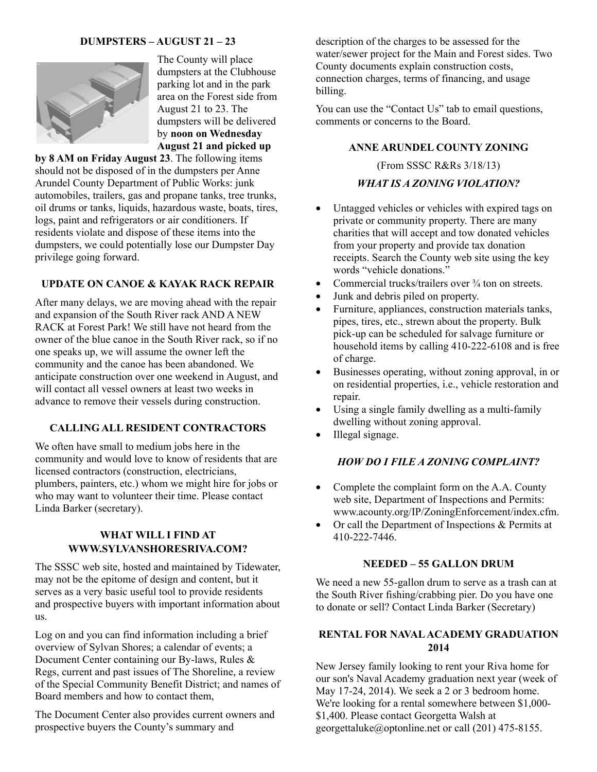## DUMPSTERS – AUGUST 21 – 23

The County will place dumpsters at the Clubhouse parking lot and in the park area on the Forest side from August 21 to 23. The dumpsters will be delivered by **noon on Wednesday August 21 and picked up by 8 AM on Friday August 23**. The following items should not be disposed of in the dumpsters per Anne Arundel County Department of Public Works: junk automobiles, trailers, gas and propane tanks, tree trunks, oil drums or tanks, liquids, hazardous waste, boats, tires, logs, paint and refrigerators or air conditioners. If residents violate and dispose of these items into the dumpsters, we could potentially lose our Dumpster Day privilege going forward.

## UPDATE ON CANOE & KAYAK RACK REPAIR

After many delays, we are moving ahead with the repair and expansion of the South River rack AND A NEW RACK at Forest Park! We still have not heard from the owner of the blue canoe in the South River rack, so if no one speaks up, we will assume the owner left the community and the canoe has been abandoned. We anticipate construction over one weekend in August, and will contact all vessel owners at least two weeks in advance to remove their vessels during construction.

## CALLING ALL RESIDENT CONTRACTORS

We often have small to medium jobs here in the community and would love to know of residents that are licensed contractors (construction, electricians, plumbers, painters, etc.) whom we might hire for jobs or who may want to volunteer their time. Please contact Linda Barker (secretary).

## WHAT WILL I FIND AT WWW.SYLVANSHORESRIVA.COM?

The SSSC web site, hosted and maintained by Tidewater, may not be the epitome of design and content, but it serves as a very basic useful tool to provide residents and prospective buyers with important information about us.

Log on and you can find information including a brief overview of Sylvan Shores; a calendar of events; a Document Center containing our By-laws, Rules & Regs, current and past issues of The Shoreline, a review of the Special Community Benefit District; and names of Board members and how to contact them,

The Document Center also provides current owners and prospective buyers the County's summary and description of the charges to be assessed for the water/sewer project for the Main and Forest sides. Two County documents explain construction costs, connection charges, terms of financing, and usage billing.

You can use the "Contact Us" tab to email questions, comments or concerns to the Board.

## ANNE ARUNDEL COUNTY ZONING

(From SSSC R&Rs 3/18/13)

### *WHAT IS A ZONING VIOLATION?*

- Untagged vehicles or vehicles with expired tags on private or community property. There are many charities that will accept and tow donated vehicles from your property and provide tax donation receipts. Search the County web site using the key words "vehicle donations."
- Commercial trucks/trailers over ¾ ton on streets.
- Junk and debris piled on property.
- Furniture, appliances, construction materials tanks, pipes, tires, etc., strewn about the property. Bulk pick-up can be scheduled for salvage furniture or household items by calling 410-222-6108 and is free of charge.
- Businesses operating, without zoning approval, in or on residential properties, i.e., vehicle restoration and repair.
- Using a single family dwelling as a multi-family dwelling without zoning approval.
- Illegal signage.

### *HOW DO I FILE A ZONING COMPLAINT?*

- Complete the complaint form on the A.A. County web site, Department of Inspections and Permits: www.acounty.org/IP/ZoningEnforcement/index.cfm.
- Or call the Department of Inspections & Permits at 410-222-7446.

## NEEDED – 55 GALLON DRUM

We need a new 55-gallon drum to serve as a trash can at the South River fishing/crabbing pier. Do you have one to donate or sell? Contact Linda Barker (Secretary)

## RENTAL FOR NAVAL ACADEMY GRADUATION 2014

New Jersey family looking to rent your Riva home for our son's Naval Academy graduation next year (week of May 17-24, 2014). We seek a 2 or 3 bedroom home. We're looking for a rental somewhere between $1,000-$1,400. Please contact Georgetta Walsh at georgettaluke@optonline.net or call (201) 475-8155.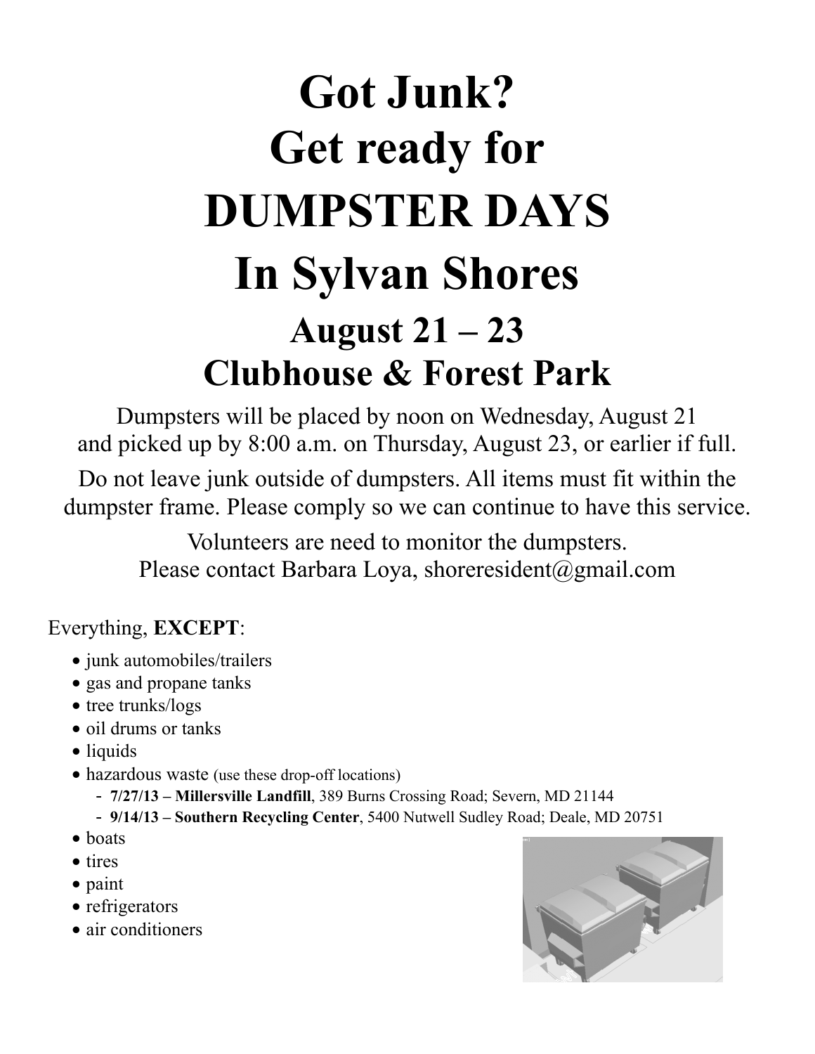# Got Junk?
# Get ready for
# DUMPSTER DAYS
# In Sylvan Shores

## August 21 – 23
## Clubhouse & Forest Park

Dumpsters will be placed by noon on Wednesday, August 21
and picked up by 8:00 a.m. on Thursday, August 23, or earlier if full.

Do not leave junk outside of dumpsters. All items must fit within the dumpster frame. Please comply so we can continue to have this service.

Volunteers are need to monitor the dumpsters.
Please contact Barbara Loya, shoreresident@gmail.com

Everything, **EXCEPT**:

- junk automobiles/trailers
- gas and propane tanks
- tree trunks/logs
- oil drums or tanks
- liquids
- hazardous waste (use these drop-off locations)
  - **7/27/13 – Millersville Landfill**, 389 Burns Crossing Road; Severn, MD 21144
  - **9/14/13 – Southern Recycling Center**, 5400 Nutwell Sudley Road; Deale, MD 20751
- boats
- tires
- paint
- refrigerators
- air conditioners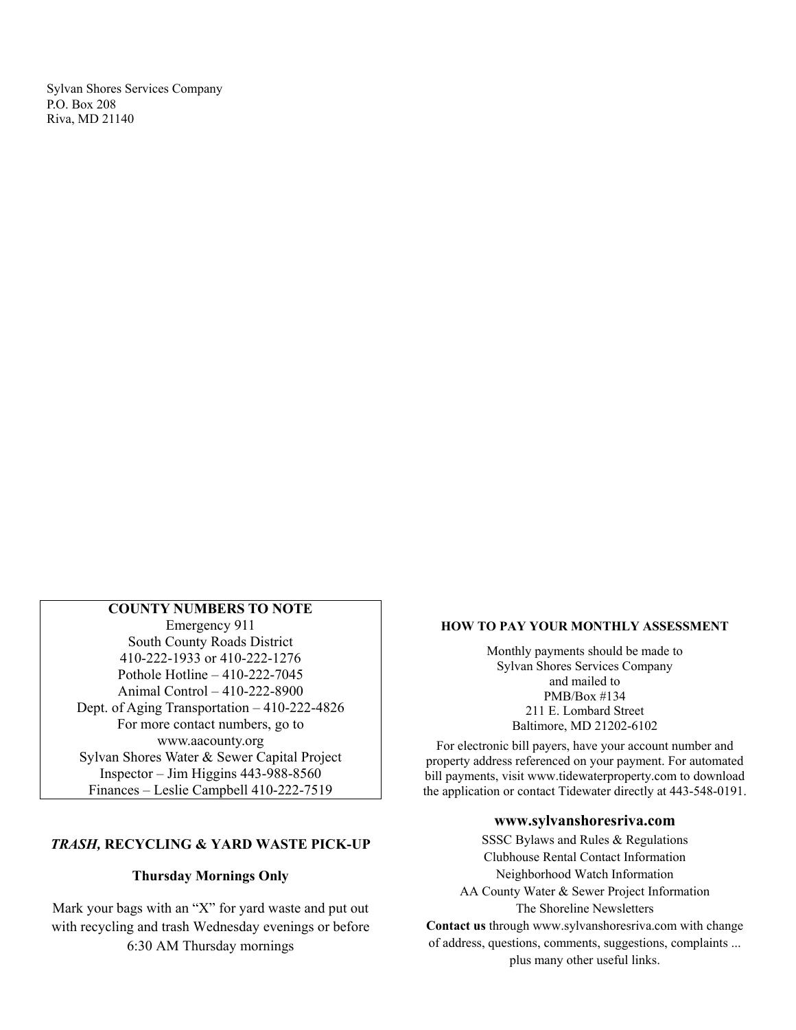Sylvan Shores Services Company
P.O. Box 208
Riva, MD 21140

**COUNTY NUMBERS TO NOTE**

Emergency 911
South County Roads District
410-222-1933 or 410-222-1276
Pothole Hotline – 410-222-7045
Animal Control – 410-222-8900
Dept. of Aging Transportation – 410-222-4826
For more contact numbers, go to
www.aacounty.org
Sylvan Shores Water & Sewer Capital Project
Inspector – Jim Higgins 443-988-8560
Finances – Leslie Campbell 410-222-7519

## *TRASH,* RECYCLING & YARD WASTE PICK-UP

**Thursday Mornings Only**

Mark your bags with an "X" for yard waste and put out with recycling and trash Wednesday evenings or before 6:30 AM Thursday mornings

## HOW TO PAY YOUR MONTHLY ASSESSMENT

Monthly payments should be made to
Sylvan Shores Services Company
and mailed to
PMB/Box #134
211 E. Lombard Street
Baltimore, MD 21202-6102

For electronic bill payers, have your account number and property address referenced on your payment. For automated bill payments, visit www.tidewaterproperty.com to download the application or contact Tidewater directly at 443-548-0191.

## www.sylvanshoresriva.com

SSSC Bylaws and Rules & Regulations
Clubhouse Rental Contact Information
Neighborhood Watch Information
AA County Water & Sewer Project Information
The Shoreline Newsletters

**Contact us** through www.sylvanshoresriva.com with change of address, questions, comments, suggestions, complaints ... plus many other useful links.